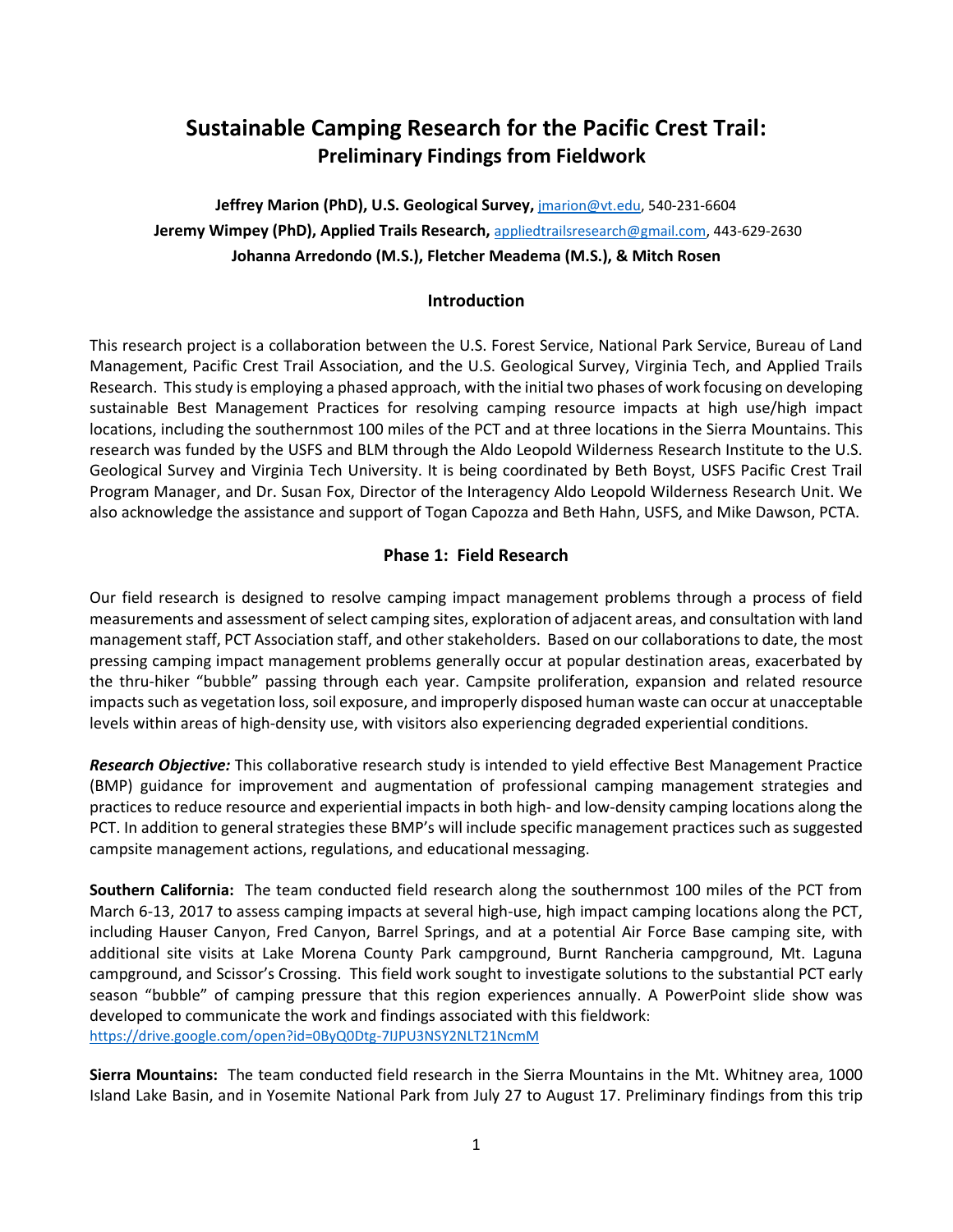# Sustainable Camping Research for the Pacific Crest Trail:
## Preliminary Findings from Fieldwork

**Jeffrey Marion (PhD), U.S. Geological Survey,** jmarion@vt.edu, 540-231-6604
**Jeremy Wimpey (PhD), Applied Trails Research,** appliedtrailsresearch@gmail.com, 443-629-2630
**Johanna Arredondo (M.S.), Fletcher Meadema (M.S.), & Mitch Rosen**

### Introduction

This research project is a collaboration between the U.S. Forest Service, National Park Service, Bureau of Land Management, Pacific Crest Trail Association, and the U.S. Geological Survey, Virginia Tech, and Applied Trails Research. This study is employing a phased approach, with the initial two phases of work focusing on developing sustainable Best Management Practices for resolving camping resource impacts at high use/high impact locations, including the southernmost 100 miles of the PCT and at three locations in the Sierra Mountains. This research was funded by the USFS and BLM through the Aldo Leopold Wilderness Research Institute to the U.S. Geological Survey and Virginia Tech University. It is being coordinated by Beth Boyst, USFS Pacific Crest Trail Program Manager, and Dr. Susan Fox, Director of the Interagency Aldo Leopold Wilderness Research Unit. We also acknowledge the assistance and support of Togan Capozza and Beth Hahn, USFS, and Mike Dawson, PCTA.

### Phase 1: Field Research

Our field research is designed to resolve camping impact management problems through a process of field measurements and assessment of select camping sites, exploration of adjacent areas, and consultation with land management staff, PCT Association staff, and other stakeholders. Based on our collaborations to date, the most pressing camping impact management problems generally occur at popular destination areas, exacerbated by the thru-hiker "bubble" passing through each year. Campsite proliferation, expansion and related resource impacts such as vegetation loss, soil exposure, and improperly disposed human waste can occur at unacceptable levels within areas of high-density use, with visitors also experiencing degraded experiential conditions.

***Research Objective:*** This collaborative research study is intended to yield effective Best Management Practice (BMP) guidance for improvement and augmentation of professional camping management strategies and practices to reduce resource and experiential impacts in both high- and low-density camping locations along the PCT. In addition to general strategies these BMP's will include specific management practices such as suggested campsite management actions, regulations, and educational messaging.

**Southern California:** The team conducted field research along the southernmost 100 miles of the PCT from March 6-13, 2017 to assess camping impacts at several high-use, high impact camping locations along the PCT, including Hauser Canyon, Fred Canyon, Barrel Springs, and at a potential Air Force Base camping site, with additional site visits at Lake Morena County Park campground, Burnt Rancheria campground, Mt. Laguna campground, and Scissor's Crossing. This field work sought to investigate solutions to the substantial PCT early season "bubble" of camping pressure that this region experiences annually. A PowerPoint slide show was developed to communicate the work and findings associated with this fieldwork:
https://drive.google.com/open?id=0ByQ0Dtg-7IJPU3NSY2NLT21NcmM

**Sierra Mountains:** The team conducted field research in the Sierra Mountains in the Mt. Whitney area, 1000 Island Lake Basin, and in Yosemite National Park from July 27 to August 17. Preliminary findings from this trip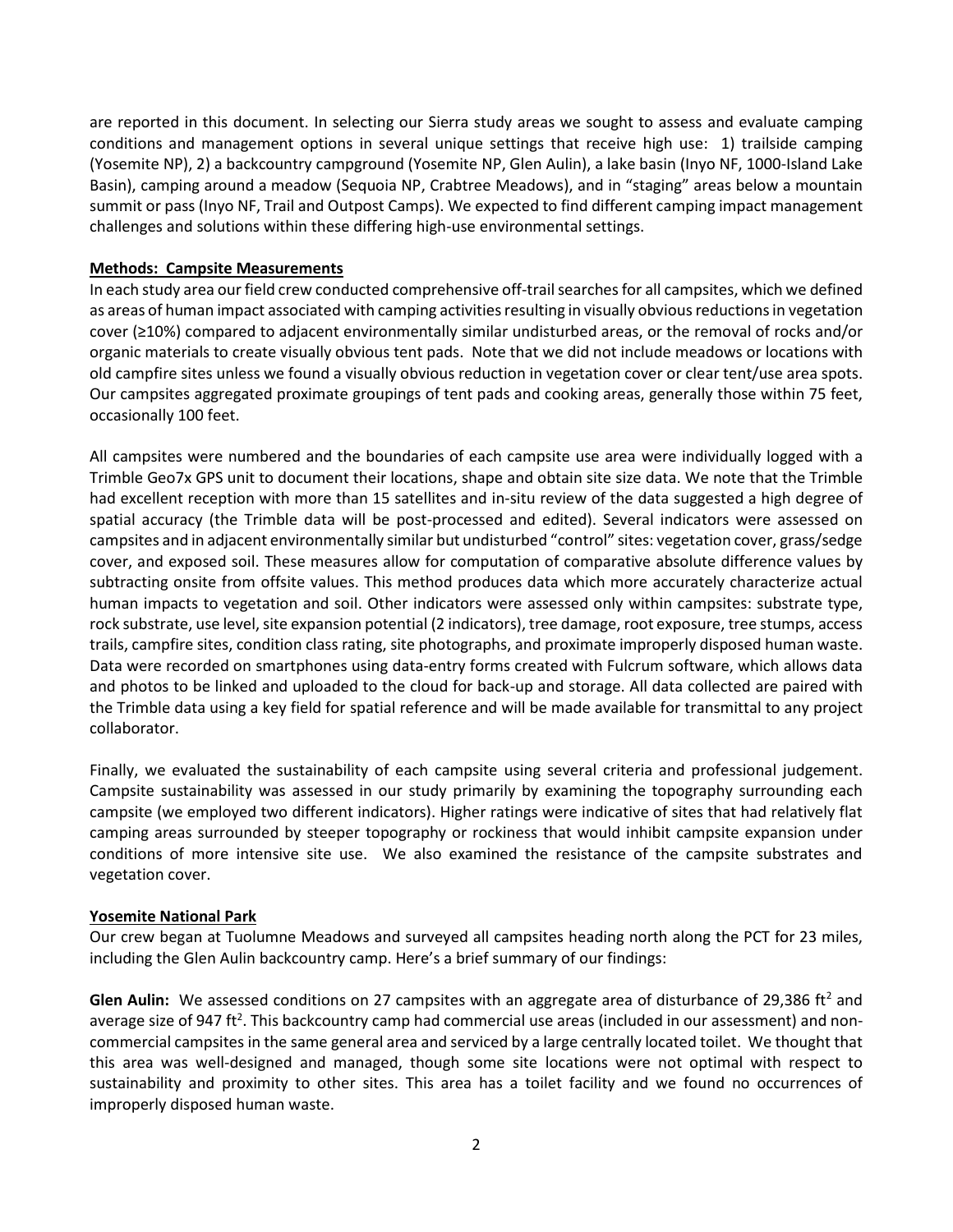are reported in this document. In selecting our Sierra study areas we sought to assess and evaluate camping conditions and management options in several unique settings that receive high use: 1) trailside camping (Yosemite NP), 2) a backcountry campground (Yosemite NP, Glen Aulin), a lake basin (Inyo NF, 1000-Island Lake Basin), camping around a meadow (Sequoia NP, Crabtree Meadows), and in "staging" areas below a mountain summit or pass (Inyo NF, Trail and Outpost Camps). We expected to find different camping impact management challenges and solutions within these differing high-use environmental settings.

## Methods: Campsite Measurements

In each study area our field crew conducted comprehensive off-trail searches for all campsites, which we defined as areas of human impact associated with camping activities resulting in visually obvious reductions in vegetation cover (≥10%) compared to adjacent environmentally similar undisturbed areas, or the removal of rocks and/or organic materials to create visually obvious tent pads. Note that we did not include meadows or locations with old campfire sites unless we found a visually obvious reduction in vegetation cover or clear tent/use area spots. Our campsites aggregated proximate groupings of tent pads and cooking areas, generally those within 75 feet, occasionally 100 feet.

All campsites were numbered and the boundaries of each campsite use area were individually logged with a Trimble Geo7x GPS unit to document their locations, shape and obtain site size data. We note that the Trimble had excellent reception with more than 15 satellites and in-situ review of the data suggested a high degree of spatial accuracy (the Trimble data will be post-processed and edited). Several indicators were assessed on campsites and in adjacent environmentally similar but undisturbed "control" sites: vegetation cover, grass/sedge cover, and exposed soil. These measures allow for computation of comparative absolute difference values by subtracting onsite from offsite values. This method produces data which more accurately characterize actual human impacts to vegetation and soil. Other indicators were assessed only within campsites: substrate type, rock substrate, use level, site expansion potential (2 indicators), tree damage, root exposure, tree stumps, access trails, campfire sites, condition class rating, site photographs, and proximate improperly disposed human waste. Data were recorded on smartphones using data-entry forms created with Fulcrum software, which allows data and photos to be linked and uploaded to the cloud for back-up and storage. All data collected are paired with the Trimble data using a key field for spatial reference and will be made available for transmittal to any project collaborator.

Finally, we evaluated the sustainability of each campsite using several criteria and professional judgement. Campsite sustainability was assessed in our study primarily by examining the topography surrounding each campsite (we employed two different indicators). Higher ratings were indicative of sites that had relatively flat camping areas surrounded by steeper topography or rockiness that would inhibit campsite expansion under conditions of more intensive site use. We also examined the resistance of the campsite substrates and vegetation cover.

## Yosemite National Park

Our crew began at Tuolumne Meadows and surveyed all campsites heading north along the PCT for 23 miles, including the Glen Aulin backcountry camp. Here's a brief summary of our findings:

**Glen Aulin:** We assessed conditions on 27 campsites with an aggregate area of disturbance of 29,386 $ft^2$ and average size of 947 $ft^2$. This backcountry camp had commercial use areas (included in our assessment) and non-commercial campsites in the same general area and serviced by a large centrally located toilet. We thought that this area was well-designed and managed, though some site locations were not optimal with respect to sustainability and proximity to other sites. This area has a toilet facility and we found no occurrences of improperly disposed human waste.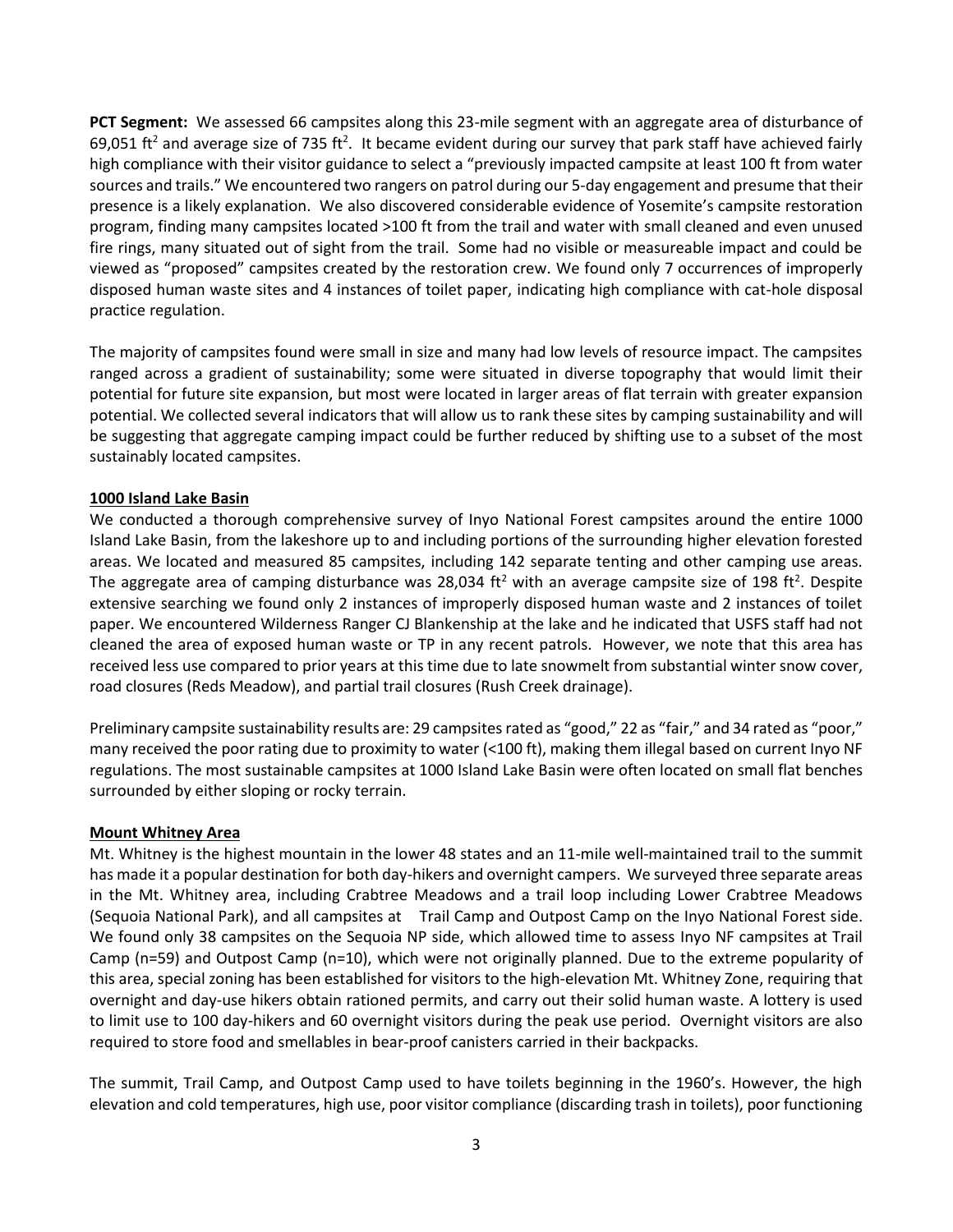**PCT Segment:** We assessed 66 campsites along this 23-mile segment with an aggregate area of disturbance of 69,051 $ft^2$ and average size of 735 $ft^2$. It became evident during our survey that park staff have achieved fairly high compliance with their visitor guidance to select a "previously impacted campsite at least 100 ft from water sources and trails." We encountered two rangers on patrol during our 5-day engagement and presume that their presence is a likely explanation. We also discovered considerable evidence of Yosemite's campsite restoration program, finding many campsites located >100 ft from the trail and water with small cleaned and even unused fire rings, many situated out of sight from the trail. Some had no visible or measureable impact and could be viewed as "proposed" campsites created by the restoration crew. We found only 7 occurrences of improperly disposed human waste sites and 4 instances of toilet paper, indicating high compliance with cat-hole disposal practice regulation.

The majority of campsites found were small in size and many had low levels of resource impact. The campsites ranged across a gradient of sustainability; some were situated in diverse topography that would limit their potential for future site expansion, but most were located in larger areas of flat terrain with greater expansion potential. We collected several indicators that will allow us to rank these sites by camping sustainability and will be suggesting that aggregate camping impact could be further reduced by shifting use to a subset of the most sustainably located campsites.

## 1000 Island Lake Basin

We conducted a thorough comprehensive survey of Inyo National Forest campsites around the entire 1000 Island Lake Basin, from the lakeshore up to and including portions of the surrounding higher elevation forested areas. We located and measured 85 campsites, including 142 separate tenting and other camping use areas. The aggregate area of camping disturbance was 28,034 $ft^2$ with an average campsite size of 198 $ft^2$. Despite extensive searching we found only 2 instances of improperly disposed human waste and 2 instances of toilet paper. We encountered Wilderness Ranger CJ Blankenship at the lake and he indicated that USFS staff had not cleaned the area of exposed human waste or TP in any recent patrols. However, we note that this area has received less use compared to prior years at this time due to late snowmelt from substantial winter snow cover, road closures (Reds Meadow), and partial trail closures (Rush Creek drainage).

Preliminary campsite sustainability results are: 29 campsites rated as "good," 22 as "fair," and 34 rated as "poor," many received the poor rating due to proximity to water (<100 ft), making them illegal based on current Inyo NF regulations. The most sustainable campsites at 1000 Island Lake Basin were often located on small flat benches surrounded by either sloping or rocky terrain.

## Mount Whitney Area

Mt. Whitney is the highest mountain in the lower 48 states and an 11-mile well-maintained trail to the summit has made it a popular destination for both day-hikers and overnight campers. We surveyed three separate areas in the Mt. Whitney area, including Crabtree Meadows and a trail loop including Lower Crabtree Meadows (Sequoia National Park), and all campsites at Trail Camp and Outpost Camp on the Inyo National Forest side. We found only 38 campsites on the Sequoia NP side, which allowed time to assess Inyo NF campsites at Trail Camp (n=59) and Outpost Camp (n=10), which were not originally planned. Due to the extreme popularity of this area, special zoning has been established for visitors to the high-elevation Mt. Whitney Zone, requiring that overnight and day-use hikers obtain rationed permits, and carry out their solid human waste. A lottery is used to limit use to 100 day-hikers and 60 overnight visitors during the peak use period. Overnight visitors are also required to store food and smellables in bear-proof canisters carried in their backpacks.

The summit, Trail Camp, and Outpost Camp used to have toilets beginning in the 1960's. However, the high elevation and cold temperatures, high use, poor visitor compliance (discarding trash in toilets), poor functioning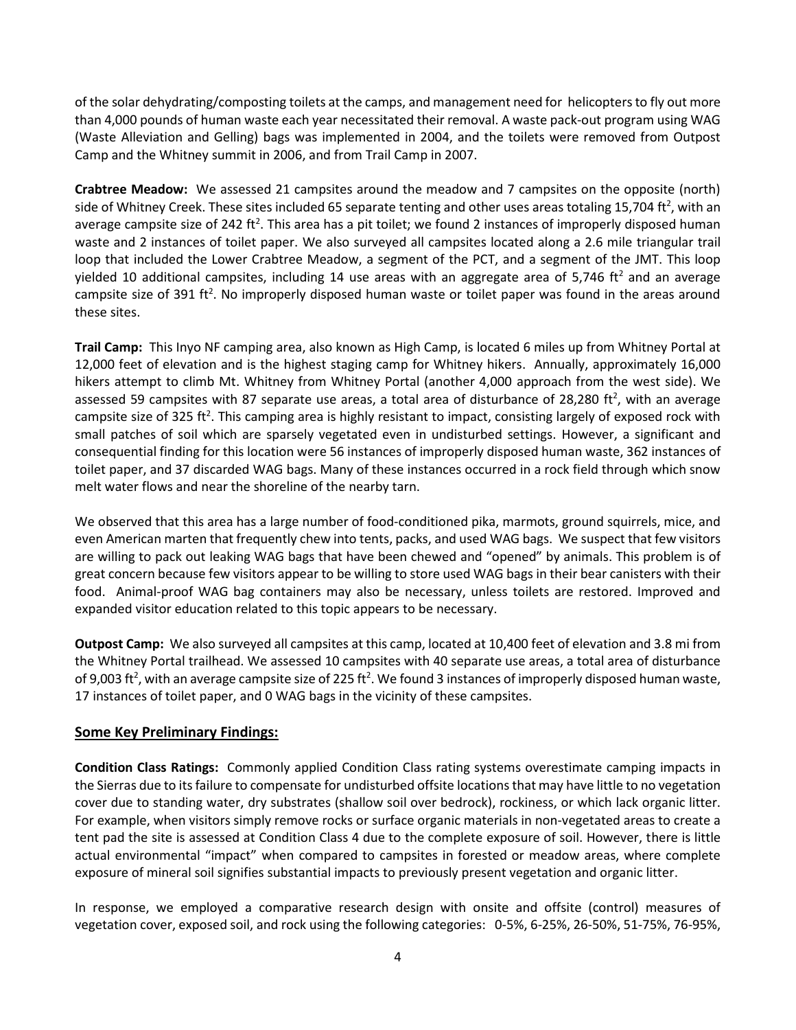of the solar dehydrating/composting toilets at the camps, and management need for helicopters to fly out more than 4,000 pounds of human waste each year necessitated their removal. A waste pack-out program using WAG (Waste Alleviation and Gelling) bags was implemented in 2004, and the toilets were removed from Outpost Camp and the Whitney summit in 2006, and from Trail Camp in 2007.

**Crabtree Meadow:** We assessed 21 campsites around the meadow and 7 campsites on the opposite (north) side of Whitney Creek. These sites included 65 separate tenting and other uses areas totaling 15,704 $ft^2$, with an average campsite size of 242 $ft^2$. This area has a pit toilet; we found 2 instances of improperly disposed human waste and 2 instances of toilet paper. We also surveyed all campsites located along a 2.6 mile triangular trail loop that included the Lower Crabtree Meadow, a segment of the PCT, and a segment of the JMT. This loop yielded 10 additional campsites, including 14 use areas with an aggregate area of 5,746 $ft^2$ and an average campsite size of 391 $ft^2$. No improperly disposed human waste or toilet paper was found in the areas around these sites.

**Trail Camp:** This Inyo NF camping area, also known as High Camp, is located 6 miles up from Whitney Portal at 12,000 feet of elevation and is the highest staging camp for Whitney hikers. Annually, approximately 16,000 hikers attempt to climb Mt. Whitney from Whitney Portal (another 4,000 approach from the west side). We assessed 59 campsites with 87 separate use areas, a total area of disturbance of 28,280 $ft^2$, with an average campsite size of 325 $ft^2$. This camping area is highly resistant to impact, consisting largely of exposed rock with small patches of soil which are sparsely vegetated even in undisturbed settings. However, a significant and consequential finding for this location were 56 instances of improperly disposed human waste, 362 instances of toilet paper, and 37 discarded WAG bags. Many of these instances occurred in a rock field through which snow melt water flows and near the shoreline of the nearby tarn.

We observed that this area has a large number of food-conditioned pika, marmots, ground squirrels, mice, and even American marten that frequently chew into tents, packs, and used WAG bags. We suspect that few visitors are willing to pack out leaking WAG bags that have been chewed and "opened" by animals. This problem is of great concern because few visitors appear to be willing to store used WAG bags in their bear canisters with their food. Animal-proof WAG bag containers may also be necessary, unless toilets are restored. Improved and expanded visitor education related to this topic appears to be necessary.

**Outpost Camp:** We also surveyed all campsites at this camp, located at 10,400 feet of elevation and 3.8 mi from the Whitney Portal trailhead. We assessed 10 campsites with 40 separate use areas, a total area of disturbance of 9,003 $ft^2$, with an average campsite size of 225 $ft^2$. We found 3 instances of improperly disposed human waste, 17 instances of toilet paper, and 0 WAG bags in the vicinity of these campsites.

## Some Key Preliminary Findings:

**Condition Class Ratings:** Commonly applied Condition Class rating systems overestimate camping impacts in the Sierras due to its failure to compensate for undisturbed offsite locations that may have little to no vegetation cover due to standing water, dry substrates (shallow soil over bedrock), rockiness, or which lack organic litter. For example, when visitors simply remove rocks or surface organic materials in non-vegetated areas to create a tent pad the site is assessed at Condition Class 4 due to the complete exposure of soil. However, there is little actual environmental "impact" when compared to campsites in forested or meadow areas, where complete exposure of mineral soil signifies substantial impacts to previously present vegetation and organic litter.

In response, we employed a comparative research design with onsite and offsite (control) measures of vegetation cover, exposed soil, and rock using the following categories: 0-5%, 6-25%, 26-50%, 51-75%, 76-95%,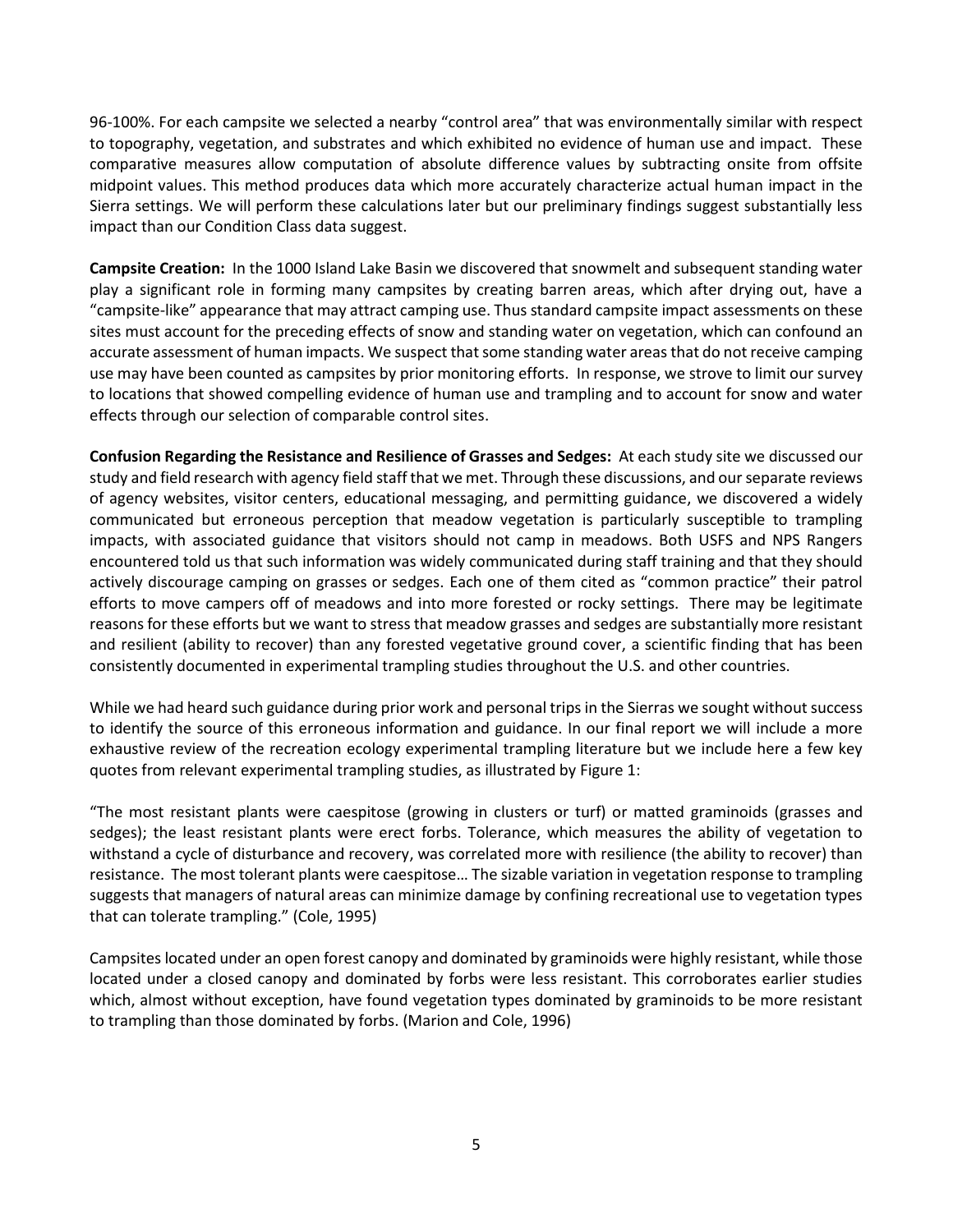96-100%. For each campsite we selected a nearby "control area" that was environmentally similar with respect to topography, vegetation, and substrates and which exhibited no evidence of human use and impact. These comparative measures allow computation of absolute difference values by subtracting onsite from offsite midpoint values. This method produces data which more accurately characterize actual human impact in the Sierra settings. We will perform these calculations later but our preliminary findings suggest substantially less impact than our Condition Class data suggest.

**Campsite Creation:** In the 1000 Island Lake Basin we discovered that snowmelt and subsequent standing water play a significant role in forming many campsites by creating barren areas, which after drying out, have a "campsite-like" appearance that may attract camping use. Thus standard campsite impact assessments on these sites must account for the preceding effects of snow and standing water on vegetation, which can confound an accurate assessment of human impacts. We suspect that some standing water areas that do not receive camping use may have been counted as campsites by prior monitoring efforts. In response, we strove to limit our survey to locations that showed compelling evidence of human use and trampling and to account for snow and water effects through our selection of comparable control sites.

**Confusion Regarding the Resistance and Resilience of Grasses and Sedges:** At each study site we discussed our study and field research with agency field staff that we met. Through these discussions, and our separate reviews of agency websites, visitor centers, educational messaging, and permitting guidance, we discovered a widely communicated but erroneous perception that meadow vegetation is particularly susceptible to trampling impacts, with associated guidance that visitors should not camp in meadows. Both USFS and NPS Rangers encountered told us that such information was widely communicated during staff training and that they should actively discourage camping on grasses or sedges. Each one of them cited as "common practice" their patrol efforts to move campers off of meadows and into more forested or rocky settings. There may be legitimate reasons for these efforts but we want to stress that meadow grasses and sedges are substantially more resistant and resilient (ability to recover) than any forested vegetative ground cover, a scientific finding that has been consistently documented in experimental trampling studies throughout the U.S. and other countries.

While we had heard such guidance during prior work and personal trips in the Sierras we sought without success to identify the source of this erroneous information and guidance. In our final report we will include a more exhaustive review of the recreation ecology experimental trampling literature but we include here a few key quotes from relevant experimental trampling studies, as illustrated by Figure 1:

"The most resistant plants were caespitose (growing in clusters or turf) or matted graminoids (grasses and sedges); the least resistant plants were erect forbs. Tolerance, which measures the ability of vegetation to withstand a cycle of disturbance and recovery, was correlated more with resilience (the ability to recover) than resistance. The most tolerant plants were caespitose… The sizable variation in vegetation response to trampling suggests that managers of natural areas can minimize damage by confining recreational use to vegetation types that can tolerate trampling." (Cole, 1995)

Campsites located under an open forest canopy and dominated by graminoids were highly resistant, while those located under a closed canopy and dominated by forbs were less resistant. This corroborates earlier studies which, almost without exception, have found vegetation types dominated by graminoids to be more resistant to trampling than those dominated by forbs. (Marion and Cole, 1996)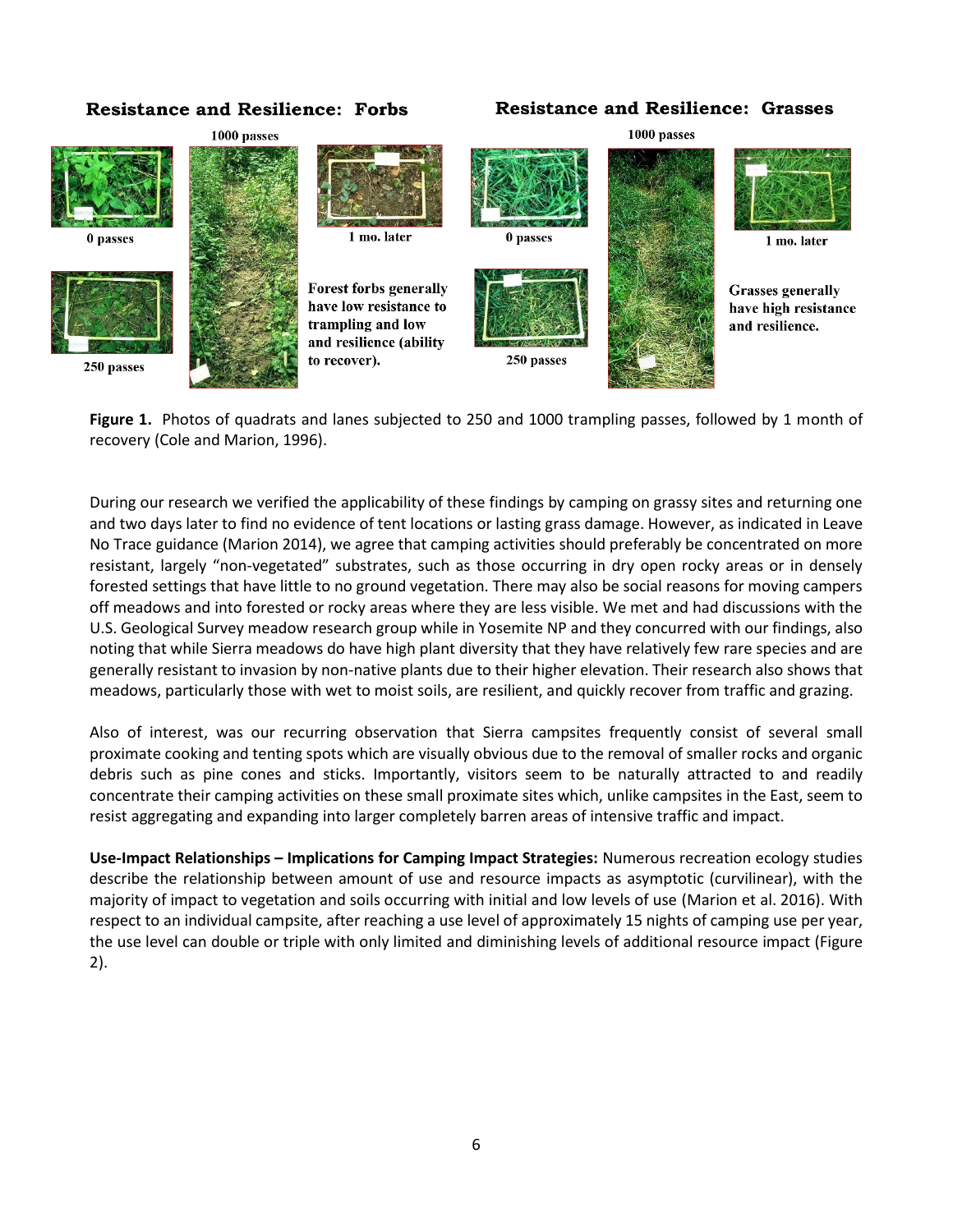**Resistance and Resilience: Forbs**

1000 passes

0 passes

1 mo. later

250 passes

Forest forbs generally have low resistance to trampling and low and resilience (ability to recover).

**Resistance and Resilience: Grasses**

1000 passes

0 passes

1 mo. later

250 passes

Grasses generally have high resistance and resilience.

**Figure 1.** Photos of quadrats and lanes subjected to 250 and 1000 trampling passes, followed by 1 month of recovery (Cole and Marion, 1996).

During our research we verified the applicability of these findings by camping on grassy sites and returning one and two days later to find no evidence of tent locations or lasting grass damage. However, as indicated in Leave No Trace guidance (Marion 2014), we agree that camping activities should preferably be concentrated on more resistant, largely "non-vegetated" substrates, such as those occurring in dry open rocky areas or in densely forested settings that have little to no ground vegetation. There may also be social reasons for moving campers off meadows and into forested or rocky areas where they are less visible. We met and had discussions with the U.S. Geological Survey meadow research group while in Yosemite NP and they concurred with our findings, also noting that while Sierra meadows do have high plant diversity that they have relatively few rare species and are generally resistant to invasion by non-native plants due to their higher elevation. Their research also shows that meadows, particularly those with wet to moist soils, are resilient, and quickly recover from traffic and grazing.

Also of interest, was our recurring observation that Sierra campsites frequently consist of several small proximate cooking and tenting spots which are visually obvious due to the removal of smaller rocks and organic debris such as pine cones and sticks. Importantly, visitors seem to be naturally attracted to and readily concentrate their camping activities on these small proximate sites which, unlike campsites in the East, seem to resist aggregating and expanding into larger completely barren areas of intensive traffic and impact.

**Use-Impact Relationships – Implications for Camping Impact Strategies:** Numerous recreation ecology studies describe the relationship between amount of use and resource impacts as asymptotic (curvilinear), with the majority of impact to vegetation and soils occurring with initial and low levels of use (Marion et al. 2016). With respect to an individual campsite, after reaching a use level of approximately 15 nights of camping use per year, the use level can double or triple with only limited and diminishing levels of additional resource impact (Figure 2).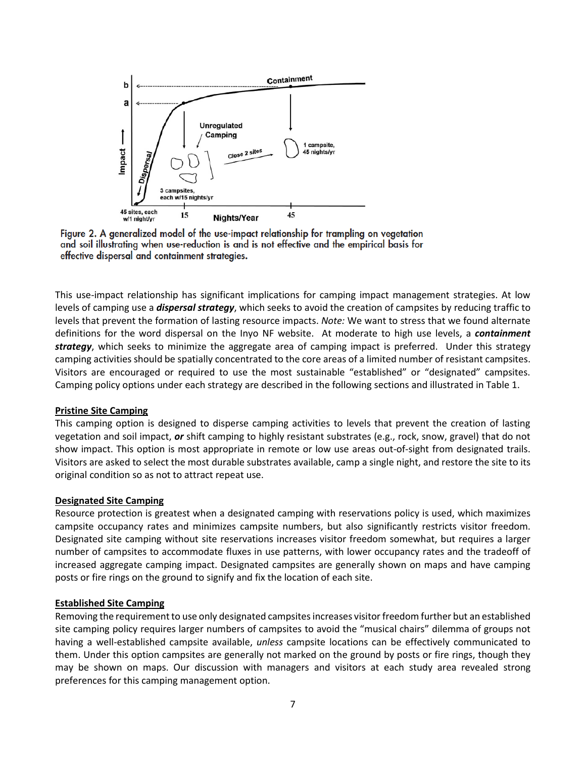Figure 2. A generalized model of the use-impact relationship for trampling on vegetation and soil illustrating when use-reduction is and is not effective and the empirical basis for effective dispersal and containment strategies.

This use-impact relationship has significant implications for camping impact management strategies. At low levels of camping use a ***dispersal strategy***, which seeks to avoid the creation of campsites by reducing traffic to levels that prevent the formation of lasting resource impacts. *Note:* We want to stress that we found alternate definitions for the word dispersal on the Inyo NF website. At moderate to high use levels, a ***containment strategy***, which seeks to minimize the aggregate area of camping impact is preferred. Under this strategy camping activities should be spatially concentrated to the core areas of a limited number of resistant campsites. Visitors are encouraged or required to use the most sustainable "established" or "designated" campsites. Camping policy options under each strategy are described in the following sections and illustrated in Table 1.

## Pristine Site Camping

This camping option is designed to disperse camping activities to levels that prevent the creation of lasting vegetation and soil impact, ***or*** shift camping to highly resistant substrates (e.g., rock, snow, gravel) that do not show impact. This option is most appropriate in remote or low use areas out-of-sight from designated trails. Visitors are asked to select the most durable substrates available, camp a single night, and restore the site to its original condition so as not to attract repeat use.

## Designated Site Camping

Resource protection is greatest when a designated camping with reservations policy is used, which maximizes campsite occupancy rates and minimizes campsite numbers, but also significantly restricts visitor freedom. Designated site camping without site reservations increases visitor freedom somewhat, but requires a larger number of campsites to accommodate fluxes in use patterns, with lower occupancy rates and the tradeoff of increased aggregate camping impact. Designated campsites are generally shown on maps and have camping posts or fire rings on the ground to signify and fix the location of each site.

## Established Site Camping

Removing the requirement to use only designated campsites increases visitor freedom further but an established site camping policy requires larger numbers of campsites to avoid the "musical chairs" dilemma of groups not having a well-established campsite available, *unless* campsite locations can be effectively communicated to them. Under this option campsites are generally not marked on the ground by posts or fire rings, though they may be shown on maps. Our discussion with managers and visitors at each study area revealed strong preferences for this camping management option.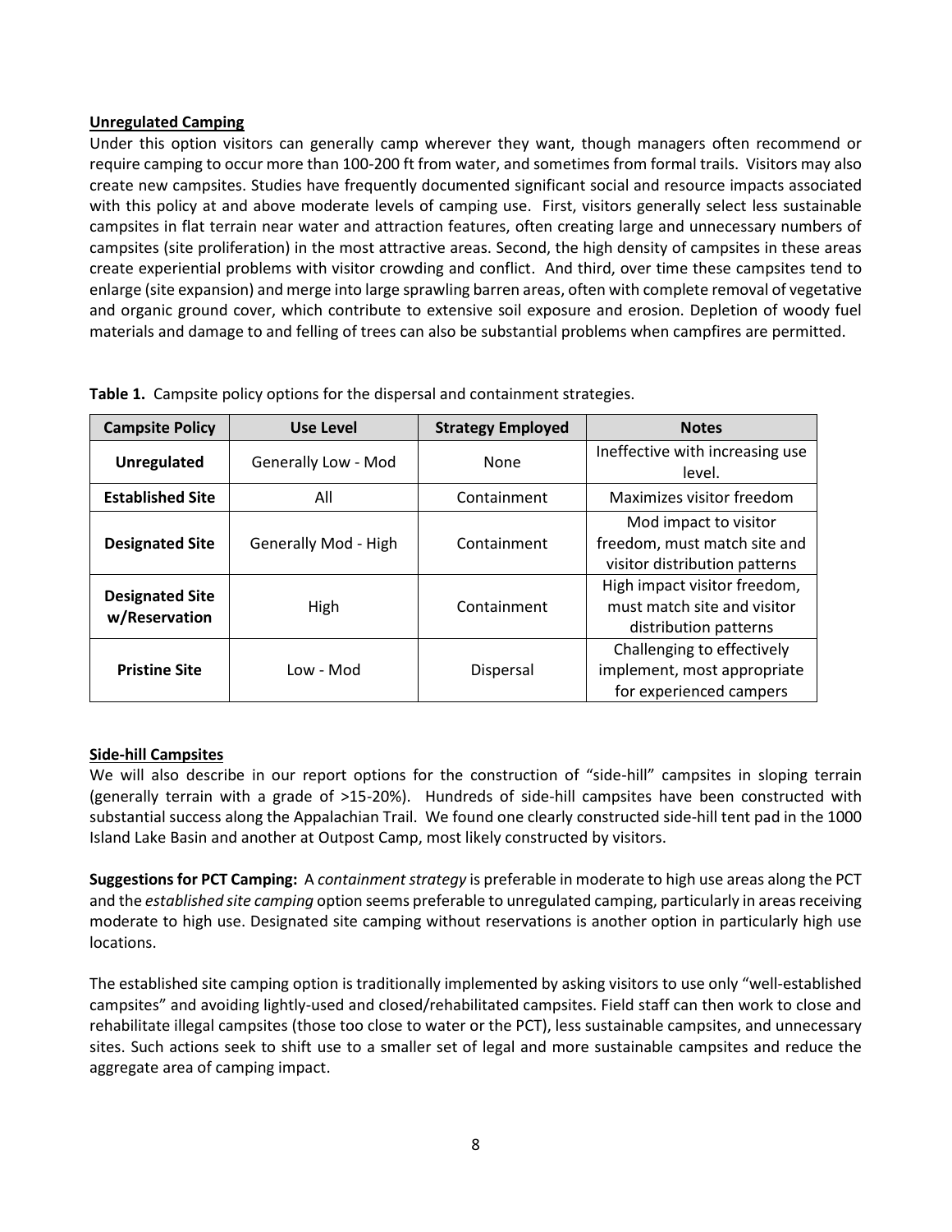**Unregulated Camping**

Under this option visitors can generally camp wherever they want, though managers often recommend or require camping to occur more than 100-200 ft from water, and sometimes from formal trails. Visitors may also create new campsites. Studies have frequently documented significant social and resource impacts associated with this policy at and above moderate levels of camping use. First, visitors generally select less sustainable campsites in flat terrain near water and attraction features, often creating large and unnecessary numbers of campsites (site proliferation) in the most attractive areas. Second, the high density of campsites in these areas create experiential problems with visitor crowding and conflict. And third, over time these campsites tend to enlarge (site expansion) and merge into large sprawling barren areas, often with complete removal of vegetative and organic ground cover, which contribute to extensive soil exposure and erosion. Depletion of woody fuel materials and damage to and felling of trees can also be substantial problems when campfires are permitted.

**Table 1.** Campsite policy options for the dispersal and containment strategies.

| Campsite Policy | Use Level | Strategy Employed | Notes |
|---|---|---|---|
| **Unregulated** | Generally Low - Mod | None | Ineffective with increasing use level. |
| **Established Site** | All | Containment | Maximizes visitor freedom |
| **Designated Site** | Generally Mod - High | Containment | Mod impact to visitor freedom, must match site and visitor distribution patterns |
| **Designated Site w/Reservation** | High | Containment | High impact visitor freedom, must match site and visitor distribution patterns |
| **Pristine Site** | Low - Mod | Dispersal | Challenging to effectively implement, most appropriate for experienced campers |

**Side-hill Campsites**

We will also describe in our report options for the construction of "side-hill" campsites in sloping terrain (generally terrain with a grade of >15-20%). Hundreds of side-hill campsites have been constructed with substantial success along the Appalachian Trail. We found one clearly constructed side-hill tent pad in the 1000 Island Lake Basin and another at Outpost Camp, most likely constructed by visitors.

**Suggestions for PCT Camping:** A *containment strategy* is preferable in moderate to high use areas along the PCT and the *established site camping* option seems preferable to unregulated camping, particularly in areas receiving moderate to high use. Designated site camping without reservations is another option in particularly high use locations.

The established site camping option is traditionally implemented by asking visitors to use only "well-established campsites" and avoiding lightly-used and closed/rehabilitated campsites. Field staff can then work to close and rehabilitate illegal campsites (those too close to water or the PCT), less sustainable campsites, and unnecessary sites. Such actions seek to shift use to a smaller set of legal and more sustainable campsites and reduce the aggregate area of camping impact.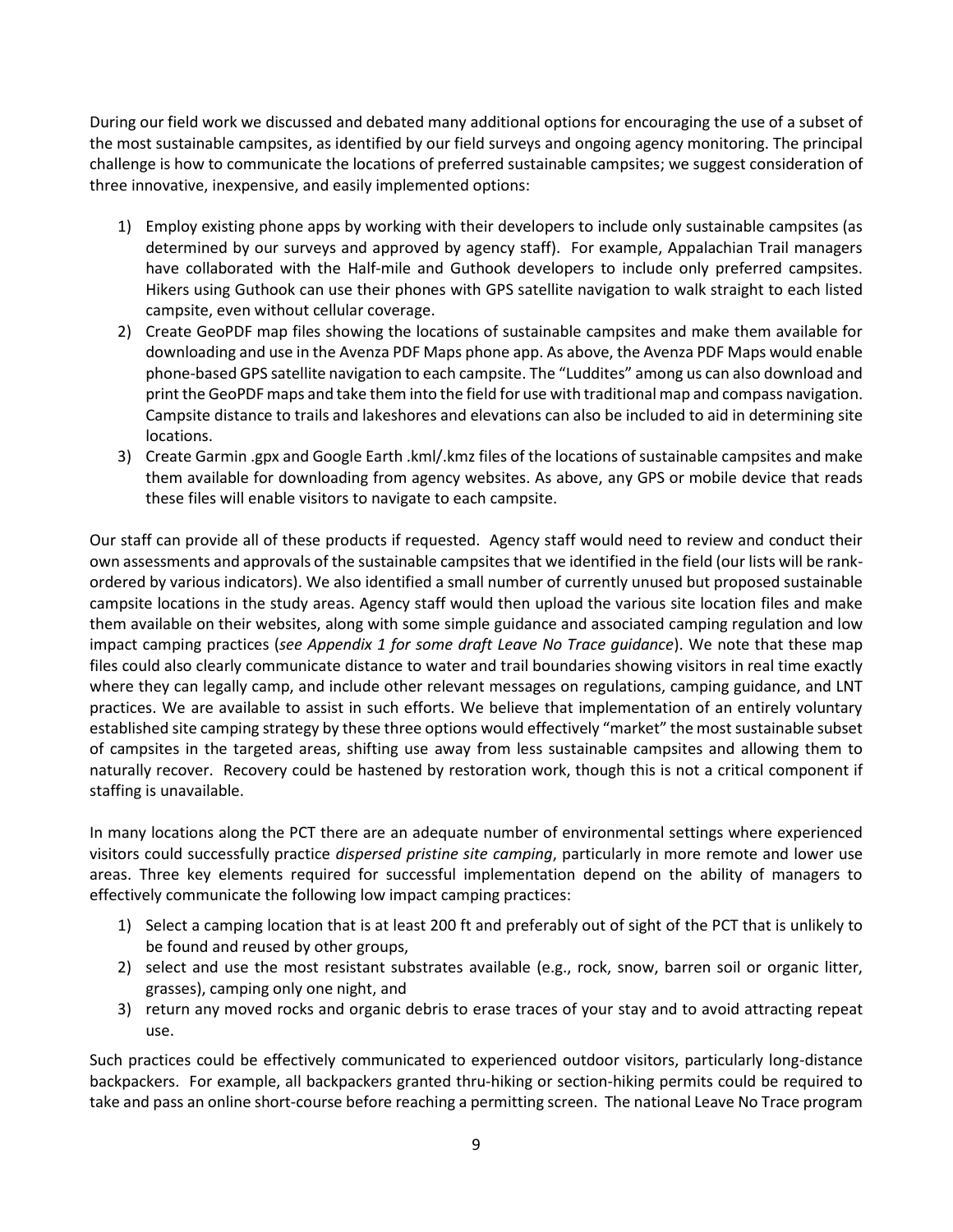During our field work we discussed and debated many additional options for encouraging the use of a subset of the most sustainable campsites, as identified by our field surveys and ongoing agency monitoring. The principal challenge is how to communicate the locations of preferred sustainable campsites; we suggest consideration of three innovative, inexpensive, and easily implemented options:

1) Employ existing phone apps by working with their developers to include only sustainable campsites (as determined by our surveys and approved by agency staff). For example, Appalachian Trail managers have collaborated with the Half-mile and Guthook developers to include only preferred campsites. Hikers using Guthook can use their phones with GPS satellite navigation to walk straight to each listed campsite, even without cellular coverage.
2) Create GeoPDF map files showing the locations of sustainable campsites and make them available for downloading and use in the Avenza PDF Maps phone app. As above, the Avenza PDF Maps would enable phone-based GPS satellite navigation to each campsite. The "Luddites" among us can also download and print the GeoPDF maps and take them into the field for use with traditional map and compass navigation. Campsite distance to trails and lakeshores and elevations can also be included to aid in determining site locations.
3) Create Garmin .gpx and Google Earth .kml/.kmz files of the locations of sustainable campsites and make them available for downloading from agency websites. As above, any GPS or mobile device that reads these files will enable visitors to navigate to each campsite.

Our staff can provide all of these products if requested. Agency staff would need to review and conduct their own assessments and approvals of the sustainable campsites that we identified in the field (our lists will be rank-ordered by various indicators). We also identified a small number of currently unused but proposed sustainable campsite locations in the study areas. Agency staff would then upload the various site location files and make them available on their websites, along with some simple guidance and associated camping regulation and low impact camping practices (*see Appendix 1 for some draft Leave No Trace guidance*). We note that these map files could also clearly communicate distance to water and trail boundaries showing visitors in real time exactly where they can legally camp, and include other relevant messages on regulations, camping guidance, and LNT practices. We are available to assist in such efforts. We believe that implementation of an entirely voluntary established site camping strategy by these three options would effectively "market" the most sustainable subset of campsites in the targeted areas, shifting use away from less sustainable campsites and allowing them to naturally recover. Recovery could be hastened by restoration work, though this is not a critical component if staffing is unavailable.

In many locations along the PCT there are an adequate number of environmental settings where experienced visitors could successfully practice *dispersed pristine site camping*, particularly in more remote and lower use areas. Three key elements required for successful implementation depend on the ability of managers to effectively communicate the following low impact camping practices:

1) Select a camping location that is at least 200 ft and preferably out of sight of the PCT that is unlikely to be found and reused by other groups,
2) select and use the most resistant substrates available (e.g., rock, snow, barren soil or organic litter, grasses), camping only one night, and
3) return any moved rocks and organic debris to erase traces of your stay and to avoid attracting repeat use.

Such practices could be effectively communicated to experienced outdoor visitors, particularly long-distance backpackers. For example, all backpackers granted thru-hiking or section-hiking permits could be required to take and pass an online short-course before reaching a permitting screen. The national Leave No Trace program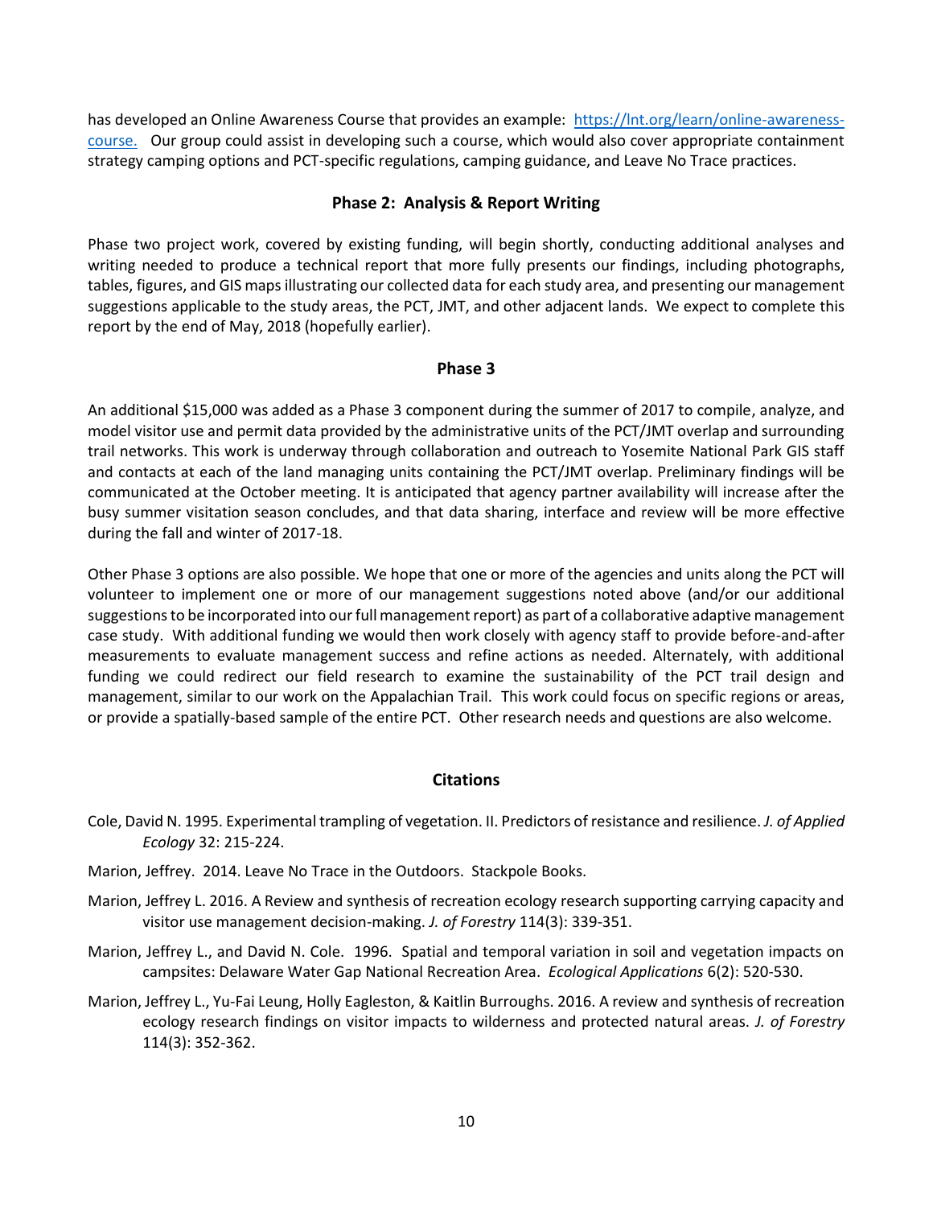has developed an Online Awareness Course that provides an example: [https://lnt.org/learn/online-awareness-course.](https://lnt.org/learn/online-awareness-course) Our group could assist in developing such a course, which would also cover appropriate containment strategy camping options and PCT-specific regulations, camping guidance, and Leave No Trace practices.

## Phase 2: Analysis & Report Writing

Phase two project work, covered by existing funding, will begin shortly, conducting additional analyses and writing needed to produce a technical report that more fully presents our findings, including photographs, tables, figures, and GIS maps illustrating our collected data for each study area, and presenting our management suggestions applicable to the study areas, the PCT, JMT, and other adjacent lands. We expect to complete this report by the end of May, 2018 (hopefully earlier).

## Phase 3

An additional $15,000 was added as a Phase 3 component during the summer of 2017 to compile, analyze, and model visitor use and permit data provided by the administrative units of the PCT/JMT overlap and surrounding trail networks. This work is underway through collaboration and outreach to Yosemite National Park GIS staff and contacts at each of the land managing units containing the PCT/JMT overlap. Preliminary findings will be communicated at the October meeting. It is anticipated that agency partner availability will increase after the busy summer visitation season concludes, and that data sharing, interface and review will be more effective during the fall and winter of 2017-18.

Other Phase 3 options are also possible. We hope that one or more of the agencies and units along the PCT will volunteer to implement one or more of our management suggestions noted above (and/or our additional suggestions to be incorporated into our full management report) as part of a collaborative adaptive management case study. With additional funding we would then work closely with agency staff to provide before-and-after measurements to evaluate management success and refine actions as needed. Alternately, with additional funding we could redirect our field research to examine the sustainability of the PCT trail design and management, similar to our work on the Appalachian Trail. This work could focus on specific regions or areas, or provide a spatially-based sample of the entire PCT. Other research needs and questions are also welcome.

## Citations

Cole, David N. 1995. Experimental trampling of vegetation. II. Predictors of resistance and resilience. *J. of Applied Ecology* 32: 215-224.

Marion, Jeffrey. 2014. Leave No Trace in the Outdoors. Stackpole Books.

Marion, Jeffrey L. 2016. A Review and synthesis of recreation ecology research supporting carrying capacity and visitor use management decision-making. *J. of Forestry* 114(3): 339-351.

Marion, Jeffrey L., and David N. Cole. 1996. Spatial and temporal variation in soil and vegetation impacts on campsites: Delaware Water Gap National Recreation Area. *Ecological Applications* 6(2): 520-530.

Marion, Jeffrey L., Yu-Fai Leung, Holly Eagleston, & Kaitlin Burroughs. 2016. A review and synthesis of recreation ecology research findings on visitor impacts to wilderness and protected natural areas. *J. of Forestry* 114(3): 352-362.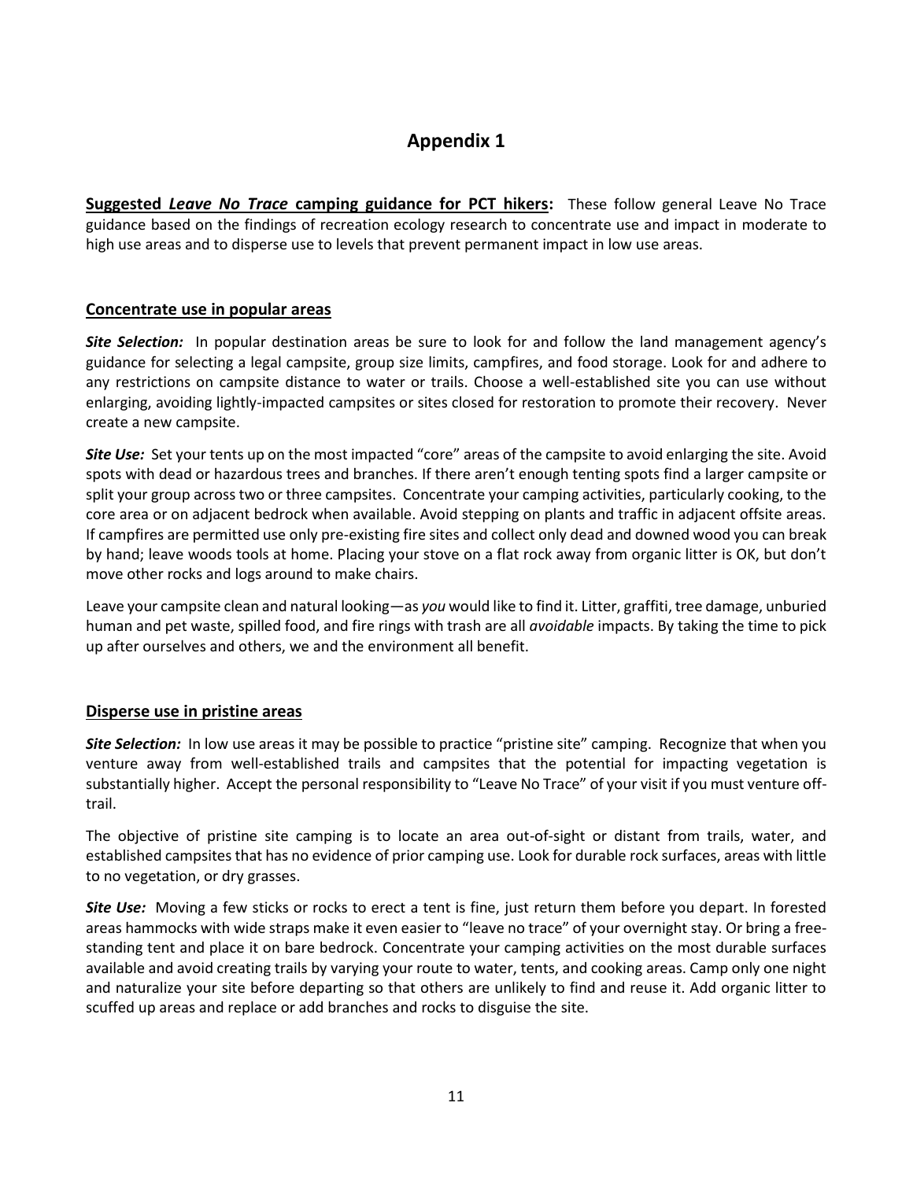## Appendix 1

**Suggested *Leave No Trace* camping guidance for PCT hikers:** These follow general Leave No Trace guidance based on the findings of recreation ecology research to concentrate use and impact in moderate to high use areas and to disperse use to levels that prevent permanent impact in low use areas.

### Concentrate use in popular areas

***Site Selection:*** In popular destination areas be sure to look for and follow the land management agency's guidance for selecting a legal campsite, group size limits, campfires, and food storage. Look for and adhere to any restrictions on campsite distance to water or trails. Choose a well-established site you can use without enlarging, avoiding lightly-impacted campsites or sites closed for restoration to promote their recovery. Never create a new campsite.

***Site Use:*** Set your tents up on the most impacted "core" areas of the campsite to avoid enlarging the site. Avoid spots with dead or hazardous trees and branches. If there aren't enough tenting spots find a larger campsite or split your group across two or three campsites. Concentrate your camping activities, particularly cooking, to the core area or on adjacent bedrock when available. Avoid stepping on plants and traffic in adjacent offsite areas. If campfires are permitted use only pre-existing fire sites and collect only dead and downed wood you can break by hand; leave woods tools at home. Placing your stove on a flat rock away from organic litter is OK, but don't move other rocks and logs around to make chairs.

Leave your campsite clean and natural looking—as *you* would like to find it. Litter, graffiti, tree damage, unburied human and pet waste, spilled food, and fire rings with trash are all *avoidable* impacts. By taking the time to pick up after ourselves and others, we and the environment all benefit.

### Disperse use in pristine areas

***Site Selection:*** In low use areas it may be possible to practice "pristine site" camping. Recognize that when you venture away from well-established trails and campsites that the potential for impacting vegetation is substantially higher. Accept the personal responsibility to "Leave No Trace" of your visit if you must venture off-trail.

The objective of pristine site camping is to locate an area out-of-sight or distant from trails, water, and established campsites that has no evidence of prior camping use. Look for durable rock surfaces, areas with little to no vegetation, or dry grasses.

***Site Use:*** Moving a few sticks or rocks to erect a tent is fine, just return them before you depart. In forested areas hammocks with wide straps make it even easier to "leave no trace" of your overnight stay. Or bring a free-standing tent and place it on bare bedrock. Concentrate your camping activities on the most durable surfaces available and avoid creating trails by varying your route to water, tents, and cooking areas. Camp only one night and naturalize your site before departing so that others are unlikely to find and reuse it. Add organic litter to scuffed up areas and replace or add branches and rocks to disguise the site.